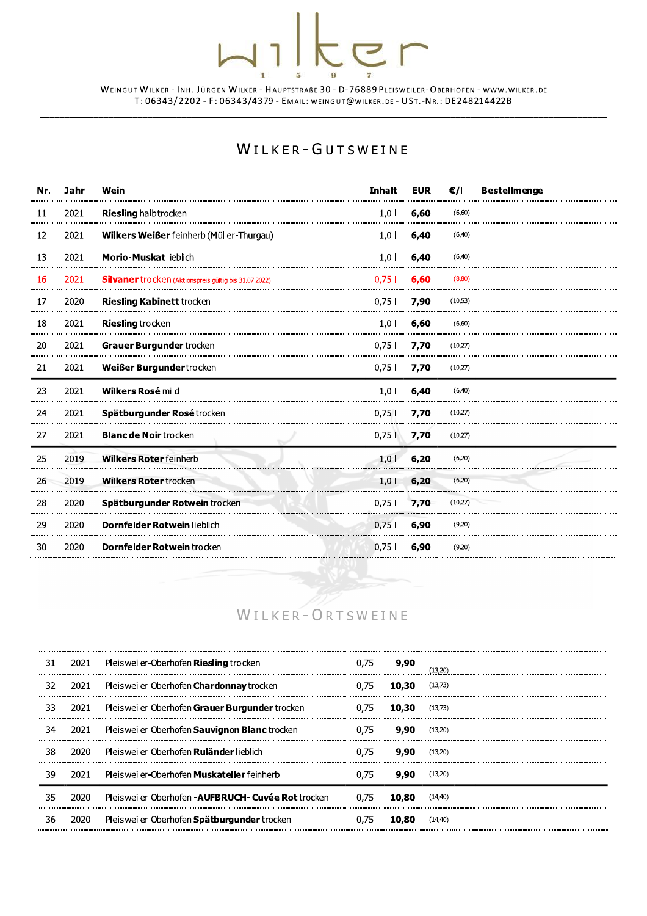# wilker

1 5 9 7

WEINGUT WILKER - INH. JÜRGEN WILKER - HAUPTSTRAßE 30 - D-76889 PLEISWEILER-OBERHOFEN - WWW.WILKER.DE
T: 06343/2202 - F: 06343/4379 - EMAIL: WEINGUT@WILKER.DE - UST.-NR.: DE248214422B

## WILKER-GUTSWEINE

| Nr. | Jahr | Wein | Inhalt | EUR | €/l | Bestellmenge |
|---|---|---|---|---|---|---|
| 11 | 2021 | **Riesling** halbtrocken | 1,0 l | **6,60** | (6,60) | |
| 12 | 2021 | **Wilkers Weißer** feinherb (Müller-Thurgau) | 1,0 l | **6,40** | (6,40) | |
| 13 | 2021 | **Morio-Muskat** lieblich | 1,0 l | **6,40** | (6,40) | |
| 16 | 2021 | **Silvaner** trocken (Aktionspreis gültig bis 31.07.2022) | 0,75 l | **6,60** | (8,80) | |
| 17 | 2020 | **Riesling Kabinett** trocken | 0,75 l | **7,90** | (10,53) | |
| 18 | 2021 | **Riesling** trocken | 1,0 l | **6,60** | (6,60) | |
| 20 | 2021 | **Grauer Burgunder** trocken | 0,75 l | **7,70** | (10,27) | |
| 21 | 2021 | **Weißer Burgunder** trocken | 0,75 l | **7,70** | (10,27) | |
| 23 | 2021 | **Wilkers Rosé** mild | 1,0 l | **6,40** | (6,40) | |
| 24 | 2021 | **Spätburgunder Rosé** trocken | 0,75 l | **7,70** | (10,27) | |
| 27 | 2021 | **Blanc de Noir** trocken | 0,75 l | **7,70** | (10,27) | |
| 25 | 2019 | **Wilkers Roter** feinherb | 1,0 l | **6,20** | (6,20) | |
| 26 | 2019 | **Wilkers Roter** trocken | 1,0 l | **6,20** | (6,20) | |
| 28 | 2020 | **Spätburgunder Rotwein** trocken | 0,75 l | **7,70** | (10,27) | |
| 29 | 2020 | **Dornfelder Rotwein** lieblich | 0,75 l | **6,90** | (9,20) | |
| 30 | 2020 | **Dornfelder Rotwein** trocken | 0,75 l | **6,90** | (9,20) | |

## WILKER-ORTSWEINE

| Nr. | Jahr | Wein | Inhalt | EUR | €/l |
|---|---|---|---|---|---|
| 31 | 2021 | Pleisweiler-Oberhofen **Riesling** trocken | 0,75 l | **9,90** | (13,20) |
| 32 | 2021 | Pleisweiler-Oberhofen **Chardonnay** trocken | 0,75 l | **10,30** | (13,73) |
| 33 | 2021 | Pleisweiler-Oberhofen **Grauer Burgunder** trocken | 0,75 l | **10,30** | (13,73) |
| 34 | 2021 | Pleisweiler-Oberhofen **Sauvignon Blanc** trocken | 0,75 l | **9,90** | (13,20) |
| 38 | 2020 | Pleisweiler-Oberhofen **Ruländer** lieblich | 0,75 l | **9,90** | (13,20) |
| 39 | 2021 | Pleisweiler-Oberhofen **Muskateller** feinherb | 0,75 l | **9,90** | (13,20) |
| 35 | 2020 | Pleisweiler-Oberhofen **-AUFBRUCH- Cuvée Rot** trocken | 0,75 l | **10,80** | (14,40) |
| 36 | 2020 | Pleisweiler-Oberhofen **Spätburgunder** trocken | 0,75 l | **10,80** | (14,40) |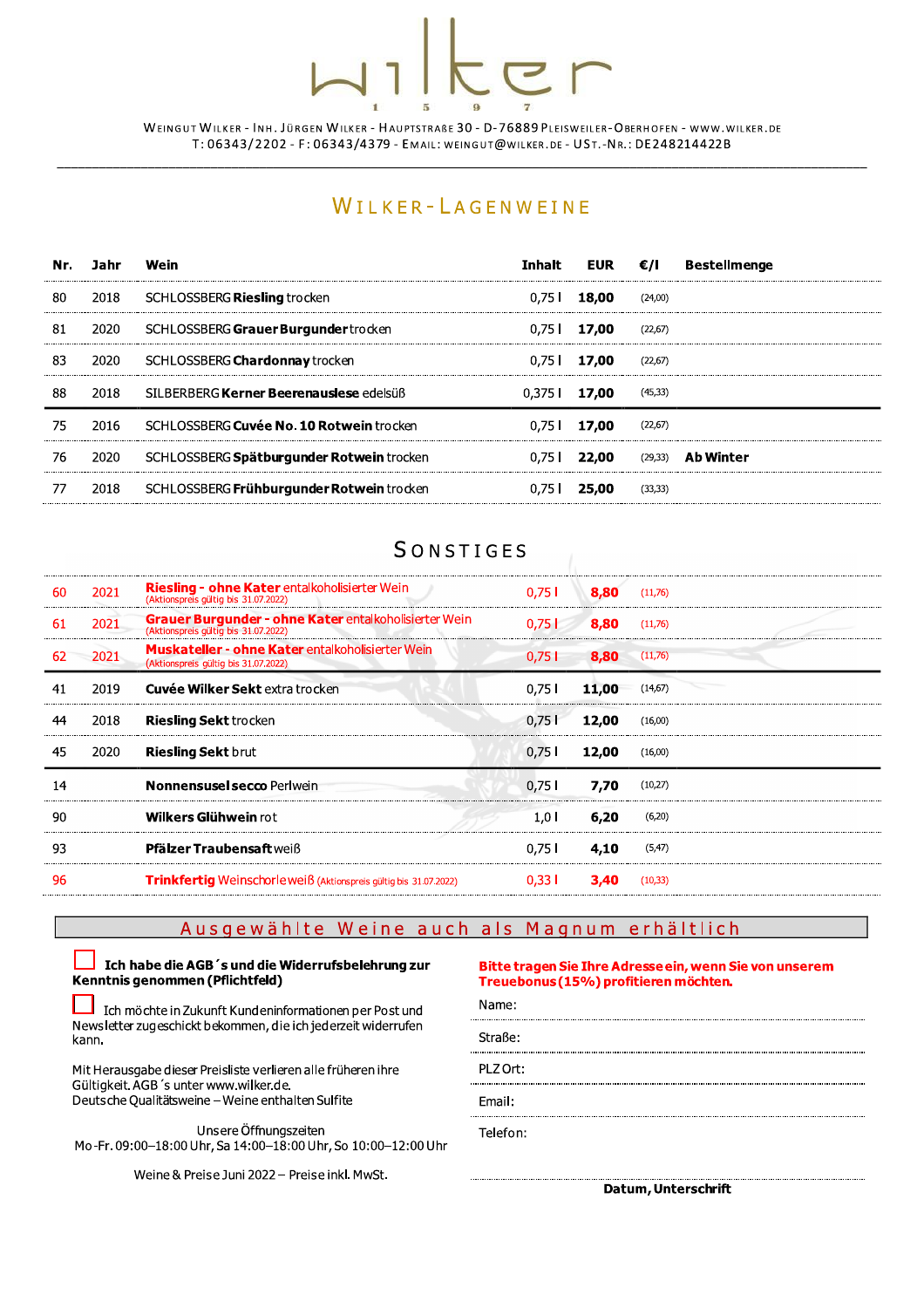# wilker

1 5 9 7

Weingut Wilker - Inh. Jürgen Wilker - Hauptstraße 30 - D-76889 Pleisweiler-Oberhofen - www.wilker.de
T: 06343/2202 - F: 06343/4379 - Email: weingut@wilker.de - USt.-Nr.: DE248214422B

## Wilker-Lagenweine

| Nr. | Jahr | Wein | Inhalt | EUR | €/l | Bestellmenge |
|---|---|---|---|---|---|---|
| 80 | 2018 | SCHLOSSBERG **Riesling** trocken | 0,75 l | **18,00** | (24,00) | |
| 81 | 2020 | SCHLOSSBERG **Grauer Burgunder** trocken | 0,75 l | **17,00** | (22,67) | |
| 83 | 2020 | SCHLOSSBERG **Chardonnay** trocken | 0,75 l | **17,00** | (22,67) | |
| 88 | 2018 | SILBERBERG **Kerner Beerenauslese** edelsüß | 0,375 l | **17,00** | (45,33) | |
| 75 | 2016 | SCHLOSSBERG **Cuvée No. 10 Rotwein** trocken | 0,75 l | **17,00** | (22,67) | |
| 76 | 2020 | SCHLOSSBERG **Spätburgunder Rotwein** trocken | 0,75 l | **22,00** | (29,33) | **Ab Winter** |
| 77 | 2018 | SCHLOSSBERG **Frühburgunder Rotwein** trocken | 0,75 l | **25,00** | (33,33) | |

## Sonstiges

| Nr. | Jahr | Wein | Inhalt | EUR | €/l | Bestellmenge |
|---|---|---|---|---|---|---|
| 60 | 2021 | **Riesling - ohne Kater** entalkoholisierter Wein (Aktionspreis gültig bis 31.07.2022) | 0,75 l | **8,80** | (11,76) | |
| 61 | 2021 | **Grauer Burgunder - ohne Kater** entalkoholisierter Wein (Aktionspreis gültig bis 31.07.2022) | 0,75 l | **8,80** | (11,76) | |
| 62 | 2021 | **Muskateller - ohne Kater** entalkoholisierter Wein (Aktionspreis gültig bis 31.07.2022) | 0,75 l | **8,80** | (11,76) | |
| 41 | 2019 | **Cuvée Wilker Sekt** extra trocken | 0,75 l | **11,00** | (14,67) | |
| 44 | 2018 | **Riesling Sekt** trocken | 0,75 l | **12,00** | (16,00) | |
| 45 | 2020 | **Riesling Sekt** brut | 0,75 l | **12,00** | (16,00) | |
| 14 | | **Nonnensusel secco** Perlwein | 0,75 l | **7,70** | (10,27) | |
| 90 | | **Wilkers Glühwein** rot | 1,0 l | **6,20** | (6,20) | |
| 93 | | **Pfälzer Traubensaft** weiß | 0,75 l | **4,10** | (5,47) | |
| 96 | | **Trinkfertig** Weinschorle weiß (Aktionspreis gültig bis 31.07.2022) | 0,33 l | **3,40** | (10,33) | |

**Ausgewählte Weine auch als Magnum erhältlich**

☐ **Ich habe die AGB´s und die Widerrufsbelehrung zur Kenntnis genommen (Pflichtfeld)**

☐ Ich möchte in Zukunft Kundeninformationen per Post und Newsletter zugeschickt bekommen, die ich jederzeit widerrufen kann.

Mit Herausgabe dieser Preisliste verlieren alle früheren ihre Gültigkeit. AGB´s unter www.wilker.de.
Deutsche Qualitätsweine – Weine enthalten Sulfite

Unsere Öffnungszeiten
Mo-Fr. 09:00–18:00 Uhr, Sa 14:00–18:00 Uhr, So 10:00–12:00 Uhr

Weine & Preise Juni 2022 – Preise inkl. MwSt.

**Bitte tragen Sie Ihre Adresse ein, wenn Sie von unserem Treuebonus (15%) profitieren möchten.**

Name:

Straße:

PLZ Ort:

Email:

Telefon:

**Datum, Unterschrift**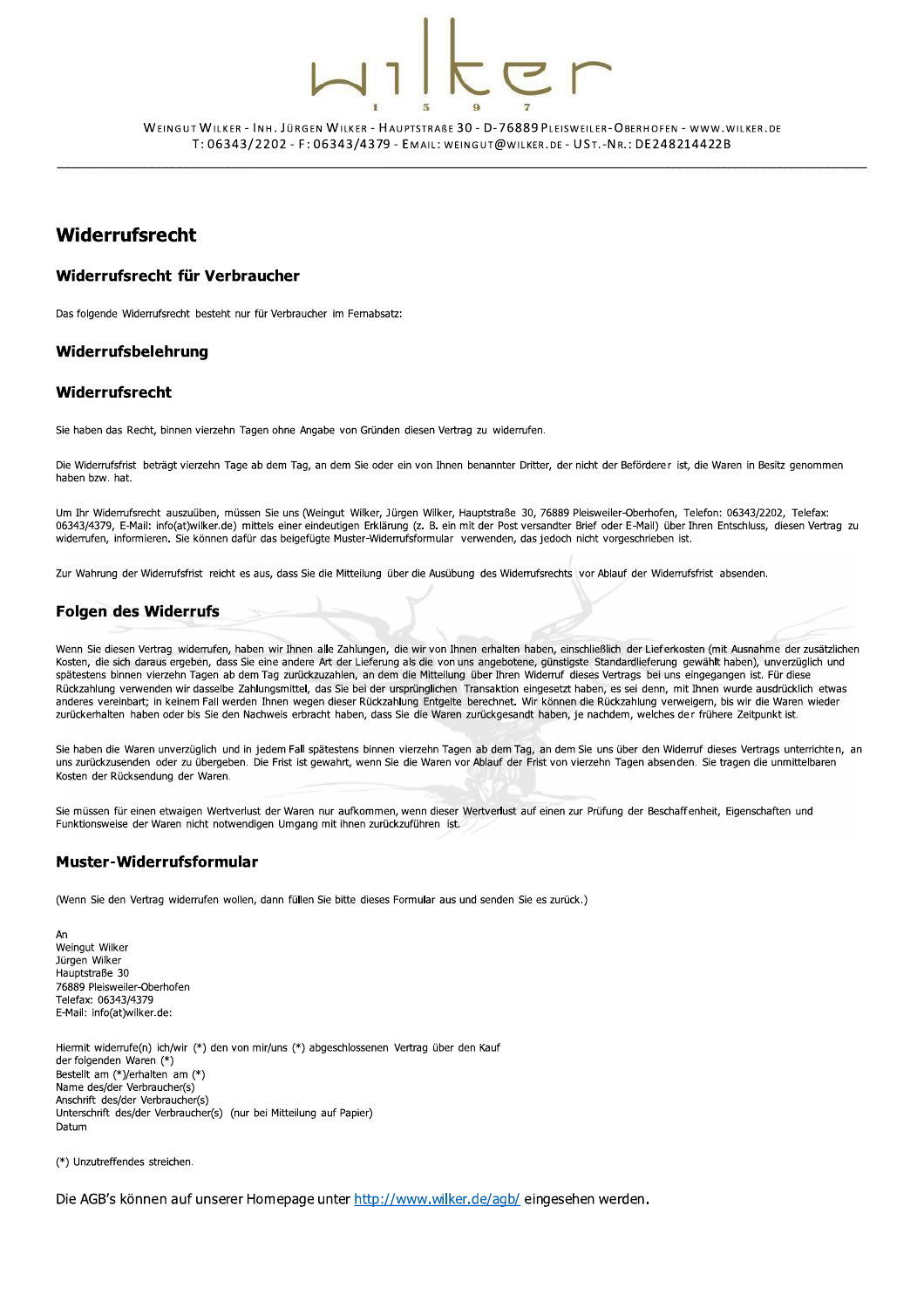# Widerrufsrecht

## Widerrufsrecht für Verbraucher

Das folgende Widerrufsrecht besteht nur für Verbraucher im Fernabsatz:

## Widerrufsbelehrung

## Widerrufsrecht

Sie haben das Recht, binnen vierzehn Tagen ohne Angabe von Gründen diesen Vertrag zu widerrufen.

Die Widerrufsfrist beträgt vierzehn Tage ab dem Tag, an dem Sie oder ein von Ihnen benannter Dritter, der nicht der Beförderer ist, die Waren in Besitz genommen haben bzw. hat.

Um Ihr Widerrufsrecht auszuüben, müssen Sie uns (Weingut Wilker, Jürgen Wilker, Hauptstraße 30, 76889 Pleisweiler-Oberhofen, Telefon: 06343/2202, Telefax: 06343/4379, E-Mail: info(at)wilker.de) mittels einer eindeutigen Erklärung (z. B. ein mit der Post versandter Brief oder E-Mail) über Ihren Entschluss, diesen Vertrag zu widerrufen, informieren. Sie können dafür das beigefügte Muster-Widerrufsformular verwenden, das jedoch nicht vorgeschrieben ist.

Zur Wahrung der Widerrufsfrist reicht es aus, dass Sie die Mitteilung über die Ausübung des Widerrufsrechts vor Ablauf der Widerrufsfrist absenden.

## Folgen des Widerrufs

Wenn Sie diesen Vertrag widerrufen, haben wir Ihnen alle Zahlungen, die wir von Ihnen erhalten haben, einschließlich der Lieferkosten (mit Ausnahme der zusätzlichen Kosten, die sich daraus ergeben, dass Sie eine andere Art der Lieferung als die von uns angebotene, günstigste Standardlieferung gewählt haben), unverzüglich und spätestens binnen vierzehn Tagen ab dem Tag zurückzuzahlen, an dem die Mitteilung über Ihren Widerruf dieses Vertrags bei uns eingegangen ist. Für diese Rückzahlung verwenden wir dasselbe Zahlungsmittel, das Sie bei der ursprünglichen Transaktion eingesetzt haben, es sei denn, mit Ihnen wurde ausdrücklich etwas anderes vereinbart; in keinem Fall werden Ihnen wegen dieser Rückzahlung Entgelte berechnet. Wir können die Rückzahlung verweigern, bis wir die Waren wieder zurückerhalten haben oder bis Sie den Nachweis erbracht haben, dass Sie die Waren zurückgesandt haben, je nachdem, welches der frühere Zeitpunkt ist.

Sie haben die Waren unverzüglich und in jedem Fall spätestens binnen vierzehn Tagen ab dem Tag, an dem Sie uns über den Widerruf dieses Vertrags unterrichten, an uns zurückzusenden oder zu übergeben. Die Frist ist gewahrt, wenn Sie die Waren vor Ablauf der Frist von vierzehn Tagen absenden. Sie tragen die unmittelbaren Kosten der Rücksendung der Waren.

Sie müssen für einen etwaigen Wertverlust der Waren nur aufkommen, wenn dieser Wertverlust auf einen zur Prüfung der Beschaffenheit, Eigenschaften und Funktionsweise der Waren nicht notwendigen Umgang mit ihnen zurückzuführen ist.

## Muster-Widerrufsformular

(Wenn Sie den Vertrag widerrufen wollen, dann füllen Sie bitte dieses Formular aus und senden Sie es zurück.)

An
Weingut Wilker
Jürgen Wilker
Hauptstraße 30
76889 Pleisweiler-Oberhofen
Telefax: 06343/4379
E-Mail: info(at)wilker.de:

Hiermit widerrufe(n) ich/wir (*) den von mir/uns (*) abgeschlossenen Vertrag über den Kauf
der folgenden Waren (*)
Bestellt am (*)/erhalten am (*)
Name des/der Verbraucher(s)
Anschrift des/der Verbraucher(s)
Unterschrift des/der Verbraucher(s) (nur bei Mitteilung auf Papier)
Datum

(*) Unzutreffendes streichen.

Die AGB's können auf unserer Homepage unter http://www.wilker.de/agb/ eingesehen werden.